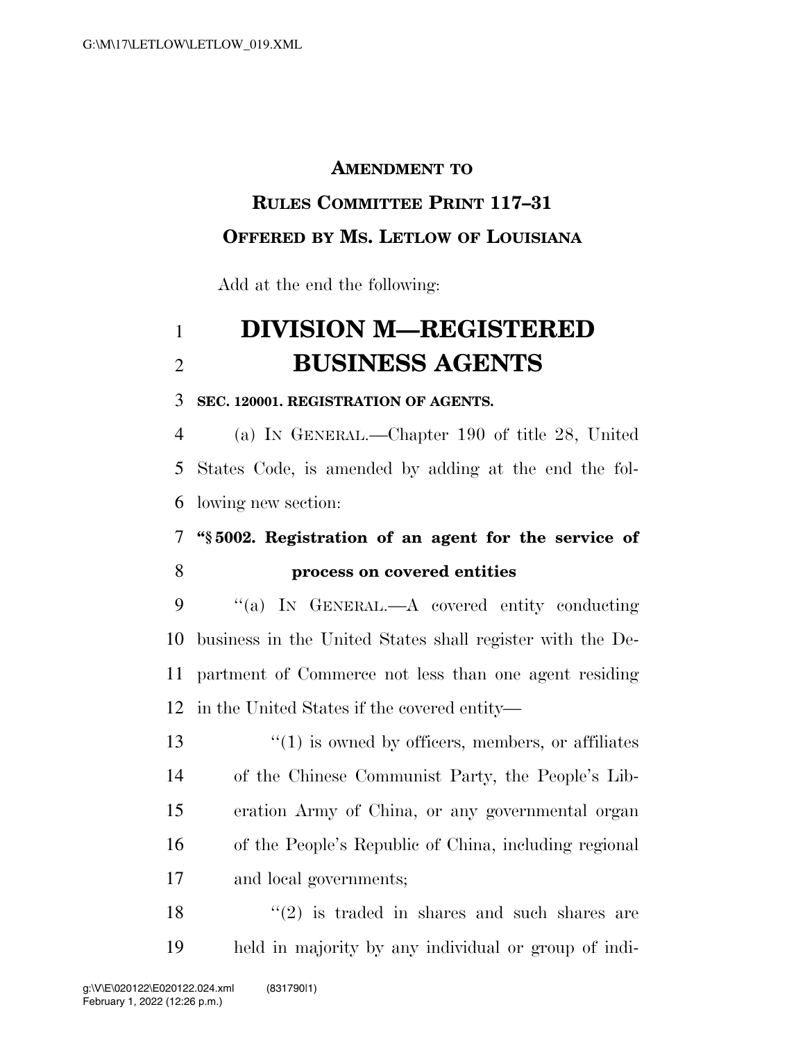**AMENDMENT TO**

**RULES COMMITTEE PRINT 117–31**

**OFFERED BY MS. LETLOW OF LOUISIANA**

Add at the end the following:

# DIVISION M—REGISTERED BUSINESS AGENTS

**SEC. 120001. REGISTRATION OF AGENTS.**

(a) IN GENERAL.—Chapter 190 of title 28, United States Code, is amended by adding at the end the following new section:

**"§ 5002. Registration of an agent for the service of process on covered entities**

"(a) IN GENERAL.—A covered entity conducting business in the United States shall register with the Department of Commerce not less than one agent residing in the United States if the covered entity—

"(1) is owned by officers, members, or affiliates of the Chinese Communist Party, the People's Liberation Army of China, or any governmental organ of the People's Republic of China, including regional and local governments;

"(2) is traded in shares and such shares are held in majority by any individual or group of indi-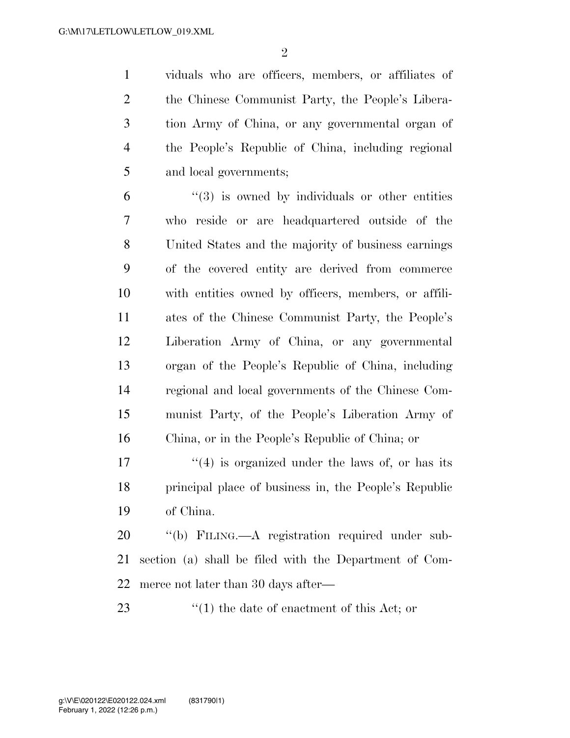viduals who are officers, members, or affiliates of the Chinese Communist Party, the People's Liberation Army of China, or any governmental organ of the People's Republic of China, including regional and local governments;

"(3) is owned by individuals or other entities who reside or are headquartered outside of the United States and the majority of business earnings of the covered entity are derived from commerce with entities owned by officers, members, or affiliates of the Chinese Communist Party, the People's Liberation Army of China, or any governmental organ of the People's Republic of China, including regional and local governments of the Chinese Communist Party, of the People's Liberation Army of China, or in the People's Republic of China; or

"(4) is organized under the laws of, or has its principal place of business in, the People's Republic of China.

"(b) FILING.—A registration required under subsection (a) shall be filed with the Department of Commerce not later than 30 days after—

"(1) the date of enactment of this Act; or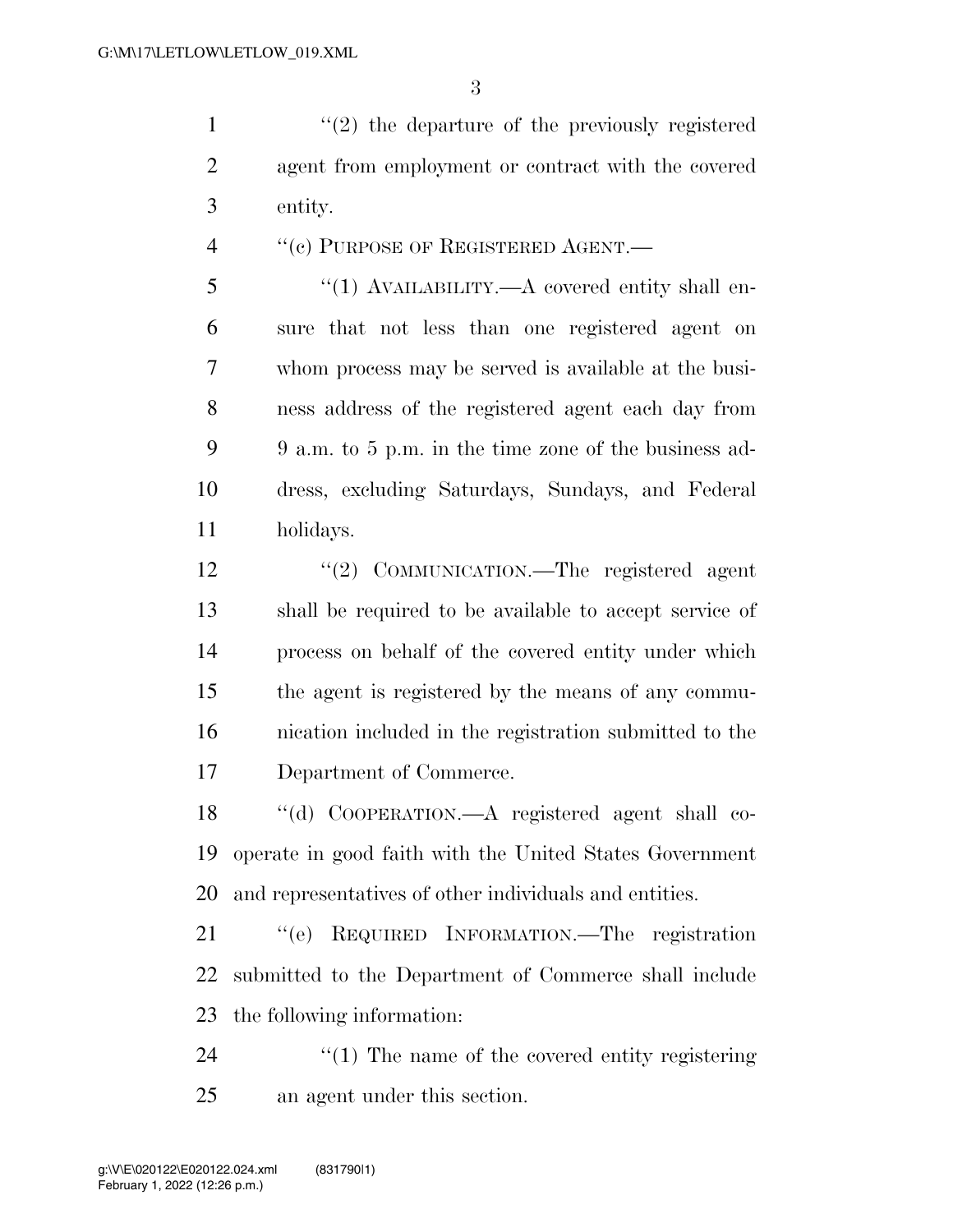''(2) the departure of the previously registered agent from employment or contract with the covered entity.

''(c) PURPOSE OF REGISTERED AGENT.—

''(1) AVAILABILITY.—A covered entity shall ensure that not less than one registered agent on whom process may be served is available at the business address of the registered agent each day from 9 a.m. to 5 p.m. in the time zone of the business address, excluding Saturdays, Sundays, and Federal holidays.

''(2) COMMUNICATION.—The registered agent shall be required to be available to accept service of process on behalf of the covered entity under which the agent is registered by the means of any communication included in the registration submitted to the Department of Commerce.

''(d) COOPERATION.—A registered agent shall cooperate in good faith with the United States Government and representatives of other individuals and entities.

''(e) REQUIRED INFORMATION.—The registration submitted to the Department of Commerce shall include the following information:

''(1) The name of the covered entity registering an agent under this section.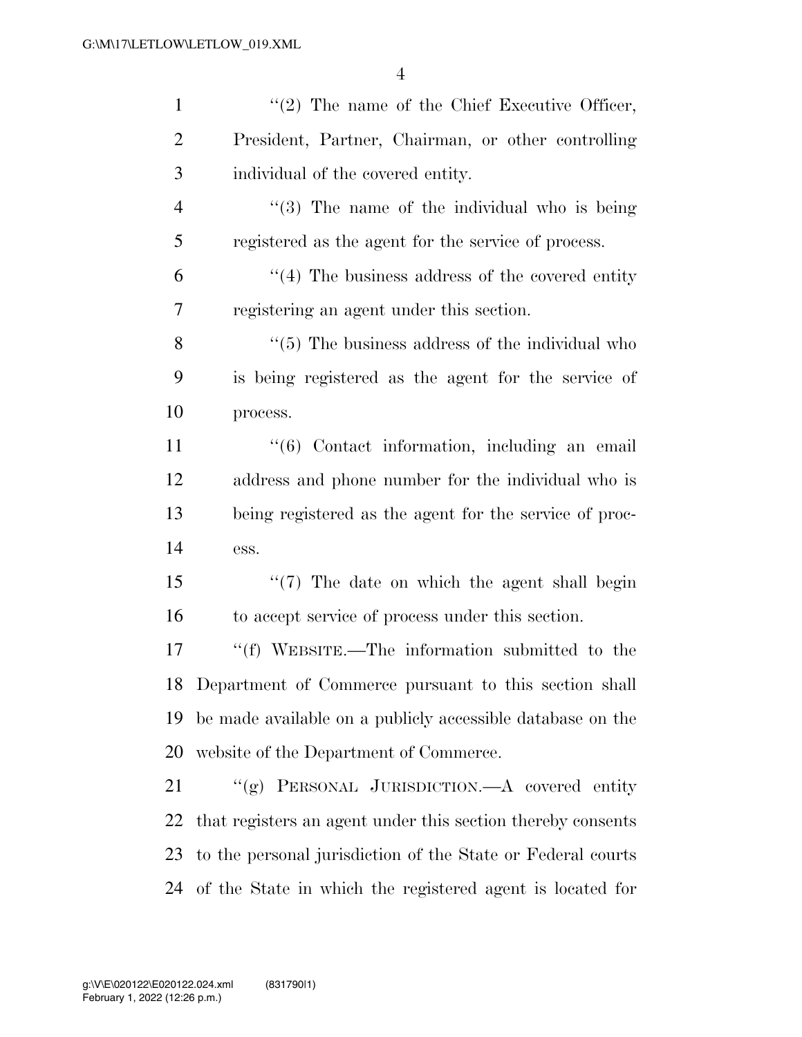"(2) The name of the Chief Executive Officer, President, Partner, Chairman, or other controlling individual of the covered entity.

"(3) The name of the individual who is being registered as the agent for the service of process.

"(4) The business address of the covered entity registering an agent under this section.

"(5) The business address of the individual who is being registered as the agent for the service of process.

"(6) Contact information, including an email address and phone number for the individual who is being registered as the agent for the service of process.

"(7) The date on which the agent shall begin to accept service of process under this section.

"(f) WEBSITE.—The information submitted to the Department of Commerce pursuant to this section shall be made available on a publicly accessible database on the website of the Department of Commerce.

"(g) PERSONAL JURISDICTION.—A covered entity that registers an agent under this section thereby consents to the personal jurisdiction of the State or Federal courts of the State in which the registered agent is located for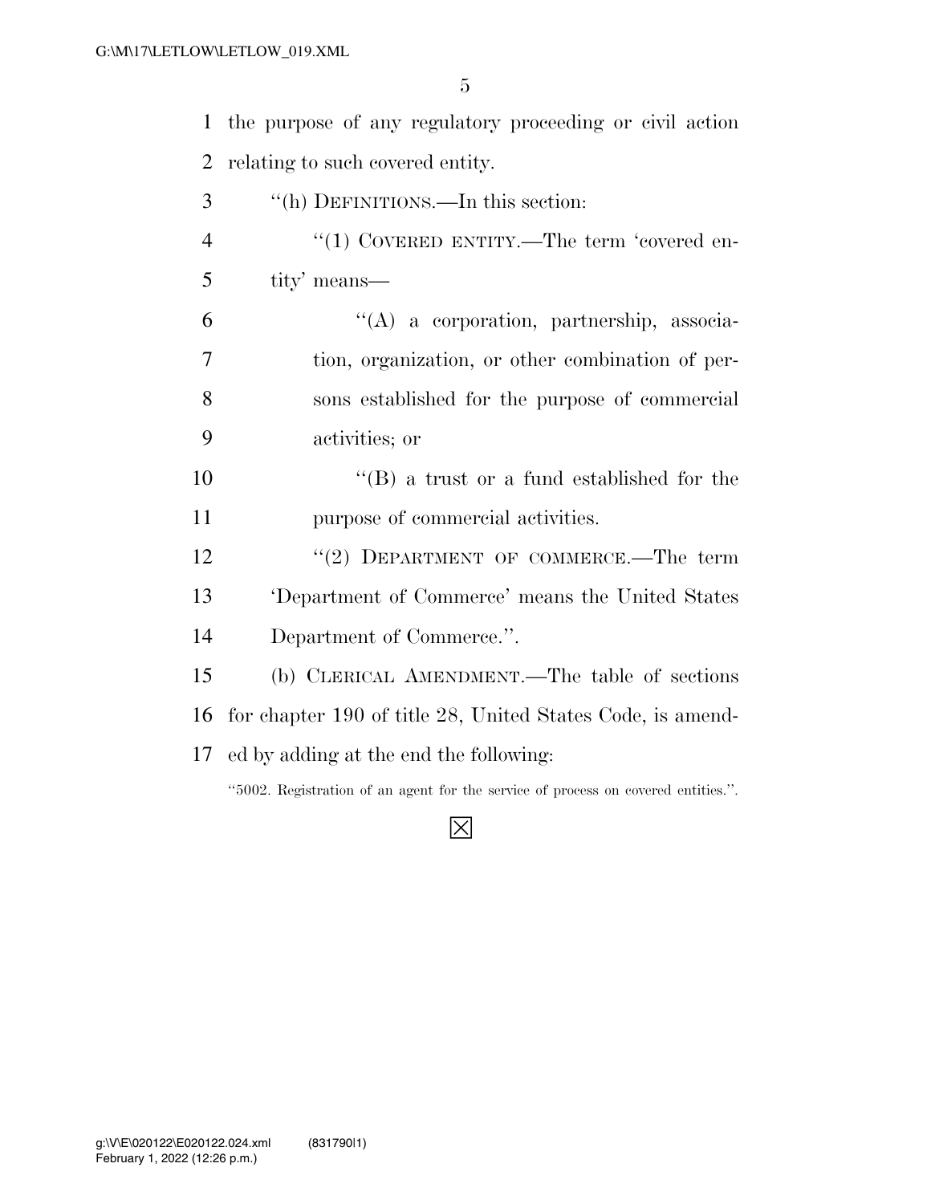the purpose of any regulatory proceeding or civil action relating to such covered entity.

"(h) DEFINITIONS.—In this section:

"(1) COVERED ENTITY.—The term 'covered entity' means—

"(A) a corporation, partnership, association, organization, or other combination of persons established for the purpose of commercial activities; or

"(B) a trust or a fund established for the purpose of commercial activities.

"(2) DEPARTMENT OF COMMERCE.—The term 'Department of Commerce' means the United States Department of Commerce.".

(b) CLERICAL AMENDMENT.—The table of sections for chapter 190 of title 28, United States Code, is amended by adding at the end the following:

"5002. Registration of an agent for the service of process on covered entities.".